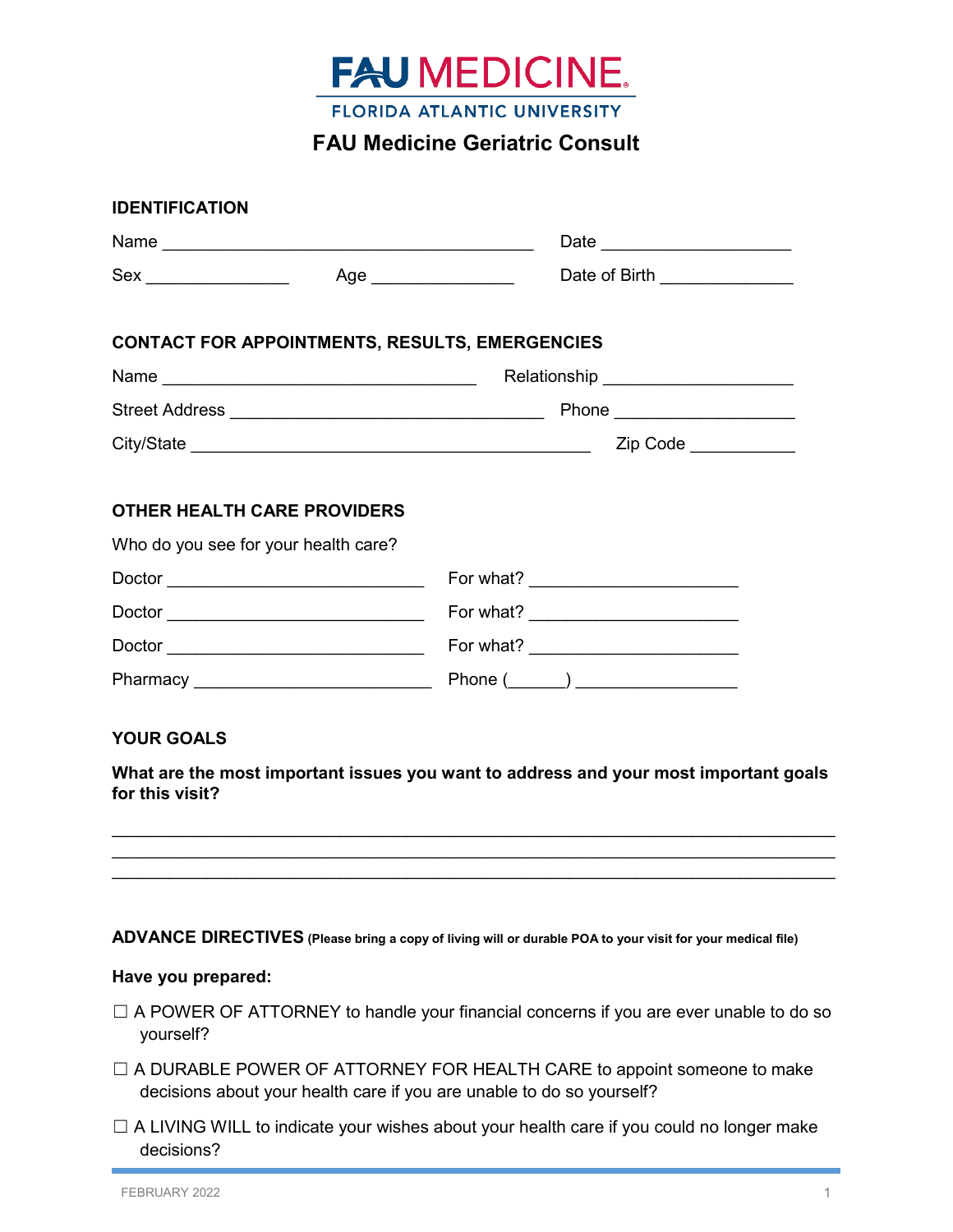# FAU MEDICINE

FLORIDA ATLANTIC UNIVERSITY

## FAU Medicine Geriatric Consult

### IDENTIFICATION

Name ________________________________________ Date ____________________

Sex _______________ Age _______________ Date of Birth ______________

### CONTACT FOR APPOINTMENTS, RESULTS, EMERGENCIES

Name _________________________________ Relationship ____________________

Street Address _________________________________ Phone ___________________

City/State ___________________________________________ Zip Code ___________

### OTHER HEALTH CARE PROVIDERS

Who do you see for your health care?

Doctor ___________________________ For what? ______________________

Doctor ___________________________ For what? ______________________

Doctor ___________________________ For what? ______________________

Pharmacy _________________________ Phone (______) ________________

### YOUR GOALS

**What are the most important issues you want to address and your most important goals for this visit?**

_____________________________________________________________________________
_____________________________________________________________________________
_____________________________________________________________________________

### ADVANCE DIRECTIVES (Please bring a copy of living will or durable POA to your visit for your medical file)

**Have you prepared:**

☐ A POWER OF ATTORNEY to handle your financial concerns if you are ever unable to do so yourself?

☐ A DURABLE POWER OF ATTORNEY FOR HEALTH CARE to appoint someone to make decisions about your health care if you are unable to do so yourself?

☐ A LIVING WILL to indicate your wishes about your health care if you could no longer make decisions?

FEBRUARY 2022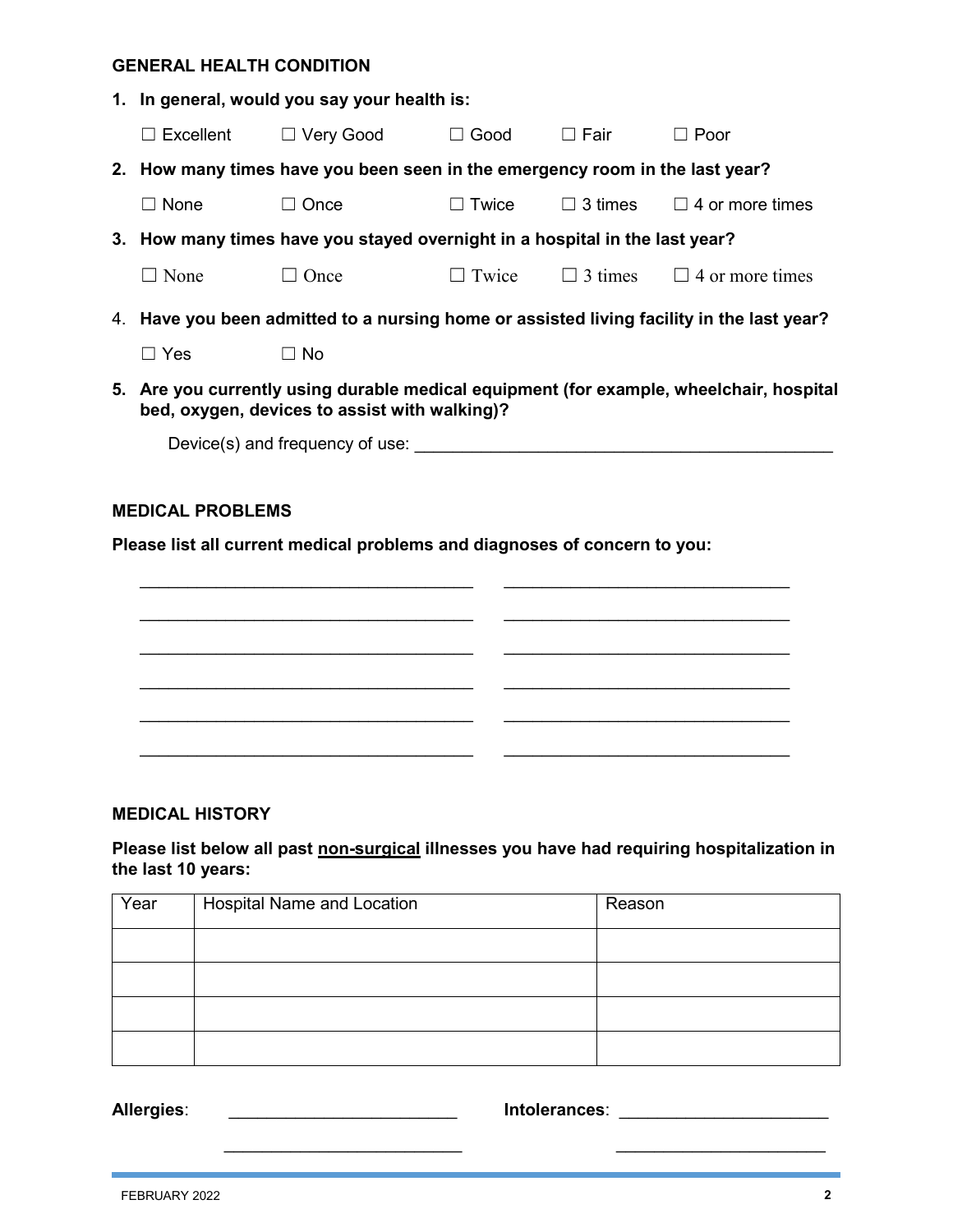## GENERAL HEALTH CONDITION

1. **In general, would you say your health is:**

   ☐ Excellent ☐ Very Good ☐ Good ☐ Fair ☐ Poor

2. **How many times have you been seen in the emergency room in the last year?**

   ☐ None ☐ Once ☐ Twice ☐ 3 times ☐ 4 or more times

3. **How many times have you stayed overnight in a hospital in the last year?**

   ☐ None ☐ Once ☐ Twice ☐ 3 times ☐ 4 or more times

4. **Have you been admitted to a nursing home or assisted living facility in the last year?**

   ☐ Yes ☐ No

5. **Are you currently using durable medical equipment (for example, wheelchair, hospital bed, oxygen, devices to assist with walking)?**

   Device(s) and frequency of use: ____________________________________________

## MEDICAL PROBLEMS

**Please list all current medical problems and diagnoses of concern to you:**

____________________________________ ______________________________

____________________________________ ______________________________

____________________________________ ______________________________

____________________________________ ______________________________

____________________________________ ______________________________

____________________________________ ______________________________

## MEDICAL HISTORY

**Please list below all past <u>non-surgical</u> illnesses you have had requiring hospitalization in the last 10 years:**

| Year | Hospital Name and Location | Reason |
|---|---|---|
| | | |
| | | |
| | | |
| | | |

**Allergies**: ________________________ **Intolerances**: ______________________

________________________ ______________________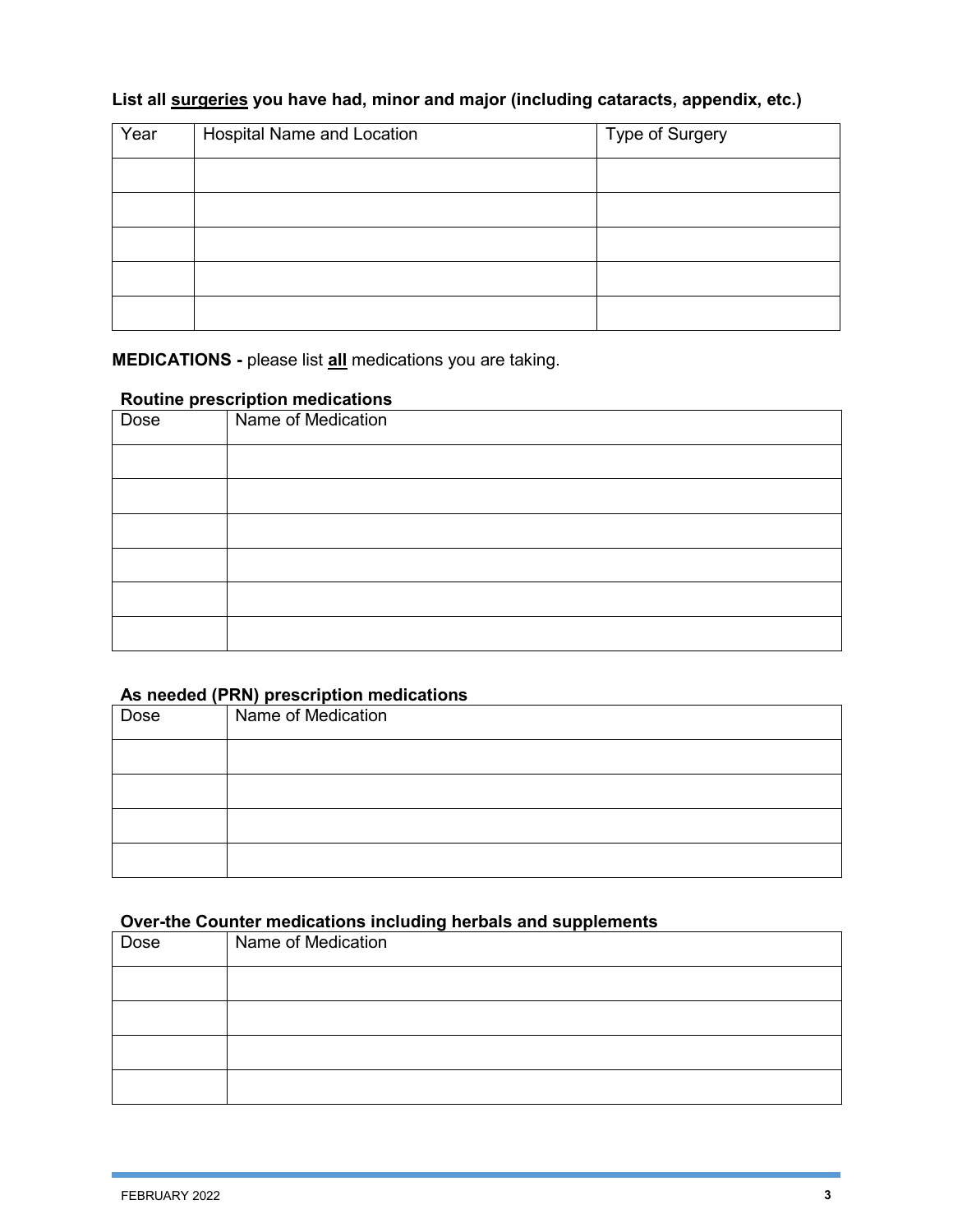**List all surgeries you have had, minor and major (including cataracts, appendix, etc.)**

| Year | Hospital Name and Location | Type of Surgery |
| --- | --- | --- |
| | | |
| | | |
| | | |
| | | |
| | | |

**MEDICATIONS -** please list **all** medications you are taking.

**Routine prescription medications**

| Dose | Name of Medication |
| --- | --- |
| | |
| | |
| | |
| | |
| | |
| | |

**As needed (PRN) prescription medications**

| Dose | Name of Medication |
| --- | --- |
| | |
| | |
| | |
| | |

**Over-the Counter medications including herbals and supplements**

| Dose | Name of Medication |
| --- | --- |
| | |
| | |
| | |
| | |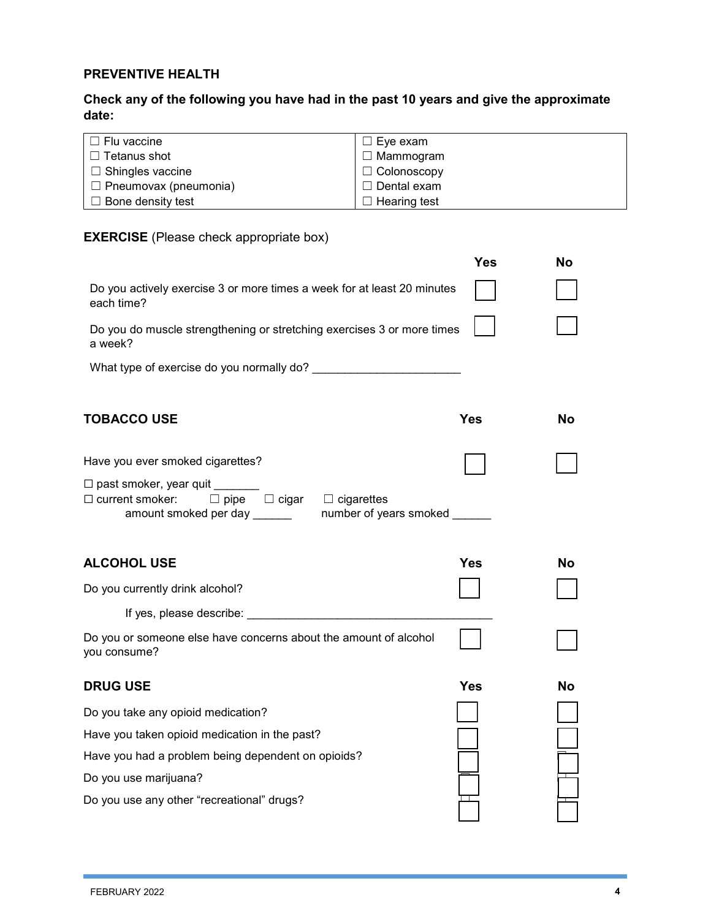## PREVENTIVE HEALTH

### Check any of the following you have had in the past 10 years and give the approximate date:

| | |
|---|---|
| ☐ Flu vaccine | ☐ Eye exam |
| ☐ Tetanus shot | ☐ Mammogram |
| ☐ Shingles vaccine | ☐ Colonoscopy |
| ☐ Pneumovax (pneumonia) | ☐ Dental exam |
| ☐ Bone density test | ☐ Hearing test |

## EXERCISE (Please check appropriate box)

| | Yes | No |
|---|---|---|
| Do you actively exercise 3 or more times a week for at least 20 minutes each time? | ☐ | ☐ |
| Do you do muscle strengthening or stretching exercises 3 or more times a week? | ☐ | ☐ |

What type of exercise do you normally do? _______________________

## TOBACCO USE

| | Yes | No |
|---|---|---|
| Have you ever smoked cigarettes? | ☐ | ☐ |

☐ past smoker, year quit _______
☐ current smoker: ☐ pipe ☐ cigar ☐ cigarettes
amount smoked per day ______ number of years smoked ______

## ALCOHOL USE

| | Yes | No |
|---|---|---|
| Do you currently drink alcohol? | ☐ | ☐ |

If yes, please describe: ______________________________________

| | Yes | No |
|---|---|---|
| Do you or someone else have concerns about the amount of alcohol you consume? | ☐ | ☐ |

## DRUG USE

| | Yes | No |
|---|---|---|
| Do you take any opioid medication? | ☐ | ☐ |
| Have you taken opioid medication in the past? | ☐ | ☐ |
| Have you had a problem being dependent on opioids? | ☐ | ☐ |
| Do you use marijuana? | ☐ | ☐ |
| Do you use any other “recreational” drugs? | ☐ | ☐ |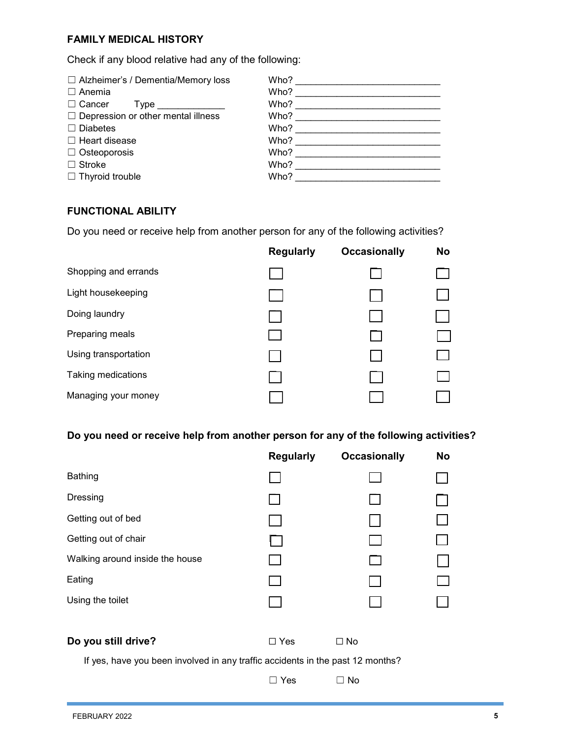## FAMILY MEDICAL HISTORY

Check if any blood relative had any of the following:

| | |
|---|---|
| ☐ Alzheimer's / Dementia/Memory loss | Who? ____________________________ |
| ☐ Anemia | Who? ____________________________ |
| ☐ Cancer Type _____________ | Who? ____________________________ |
| ☐ Depression or other mental illness | Who? ____________________________ |
| ☐ Diabetes | Who? ____________________________ |
| ☐ Heart disease | Who? ____________________________ |
| ☐ Osteoporosis | Who? ____________________________ |
| ☐ Stroke | Who? ____________________________ |
| ☐ Thyroid trouble | Who? ____________________________ |

## FUNCTIONAL ABILITY

Do you need or receive help from another person for any of the following activities?

| | **Regularly** | **Occasionally** | **No** |
|---|---|---|---|
| Shopping and errands | ☐ | ☐ | ☐ |
| Light housekeeping | ☐ | ☐ | ☐ |
| Doing laundry | ☐ | ☐ | ☐ |
| Preparing meals | ☐ | ☐ | ☐ |
| Using transportation | ☐ | ☐ | ☐ |
| Taking medications | ☐ | ☐ | ☐ |
| Managing your money | ☐ | ☐ | ☐ |

**Do you need or receive help from another person for any of the following activities?**

| | **Regularly** | **Occasionally** | **No** |
|---|---|---|---|
| Bathing | ☐ | ☐ | ☐ |
| Dressing | ☐ | ☐ | ☐ |
| Getting out of bed | ☐ | ☐ | ☐ |
| Getting out of chair | ☐ | ☐ | ☐ |
| Walking around inside the house | ☐ | ☐ | ☐ |
| Eating | ☐ | ☐ | ☐ |
| Using the toilet | ☐ | ☐ | ☐ |

**Do you still drive?** ☐ Yes ☐ No

If yes, have you been involved in any traffic accidents in the past 12 months?

☐ Yes ☐ No

FEBRUARY 2022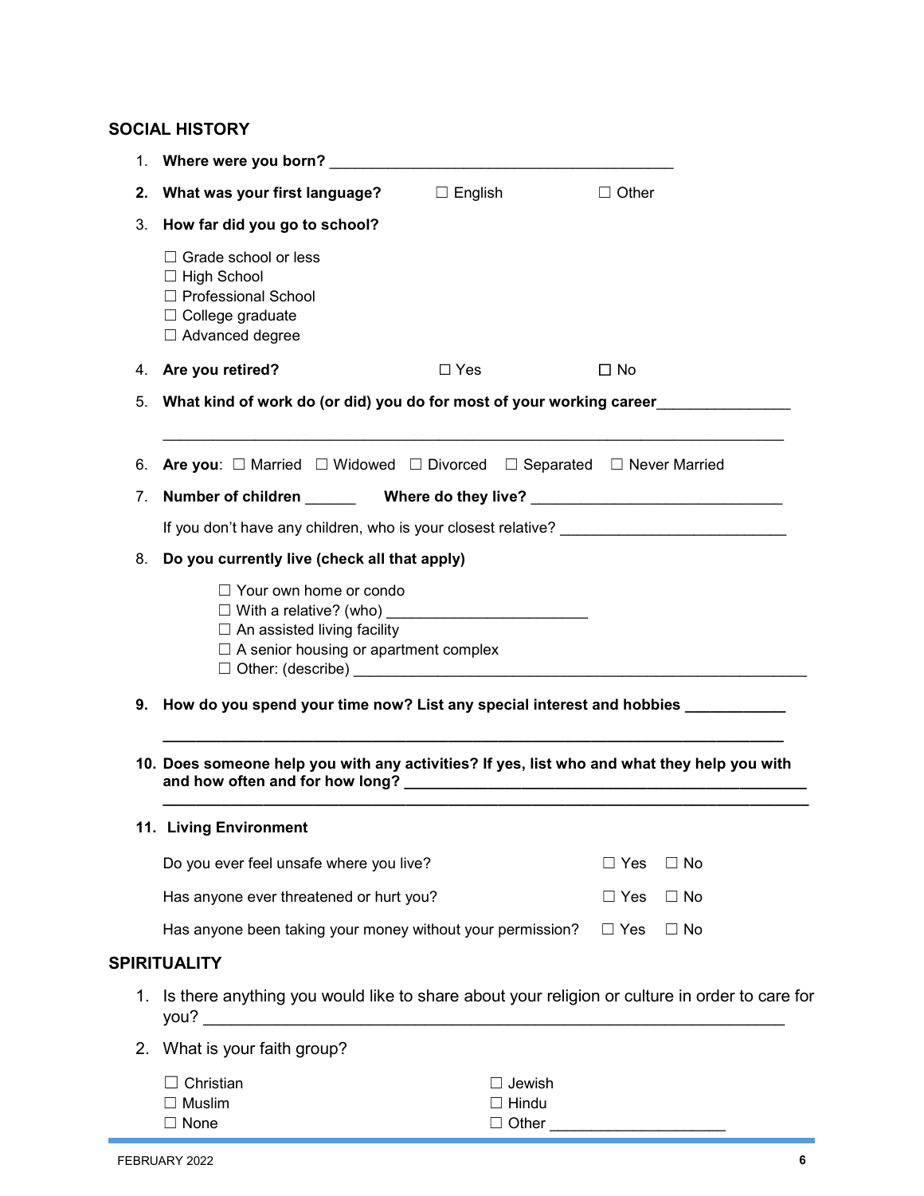## SOCIAL HISTORY

1. **Where were you born?** ________________________________________
2. **What was your first language?** ☐ English ☐ Other
3. **How far did you go to school?**

   ☐ Grade school or less
   ☐ High School
   ☐ Professional School
   ☐ College graduate
   ☐ Advanced degree

4. **Are you retired?** ☐ Yes ☐ No
5. **What kind of work do (or did) you do for most of your working career**________________

   ________________________________________________________________________

6. **Are you**: ☐ Married ☐ Widowed ☐ Divorced ☐ Separated ☐ Never Married
7. **Number of children** ______ **Where do they live?** ______________________________

   If you don't have any children, who is your closest relative? ___________________________

8. **Do you currently live (check all that apply)**

   ☐ Your own home or condo
   ☐ With a relative? (who) ________________________
   ☐ An assisted living facility
   ☐ A senior housing or apartment complex
   ☐ Other: (describe) ______________________________________________________

9. **How do you spend your time now? List any special interest and hobbies ____________**

   **________________________________________________________________________**

10. **Does someone help you with any activities? If yes, list who and what they help you with and how often and for how long? ________________________________________________**

    **________________________________________________________________________**

11. **Living Environment**

    Do you ever feel unsafe where you live? ☐ Yes ☐ No

    Has anyone ever threatened or hurt you? ☐ Yes ☐ No

    Has anyone been taking your money without your permission? ☐ Yes ☐ No

## SPIRITUALITY

1. Is there anything you would like to share about your religion or culture in order to care for you? ________________________________________________________________
2. What is your faith group?

   ☐ Christian ☐ Jewish
   ☐ Muslim ☐ Hindu
   ☐ None ☐ Other ____________________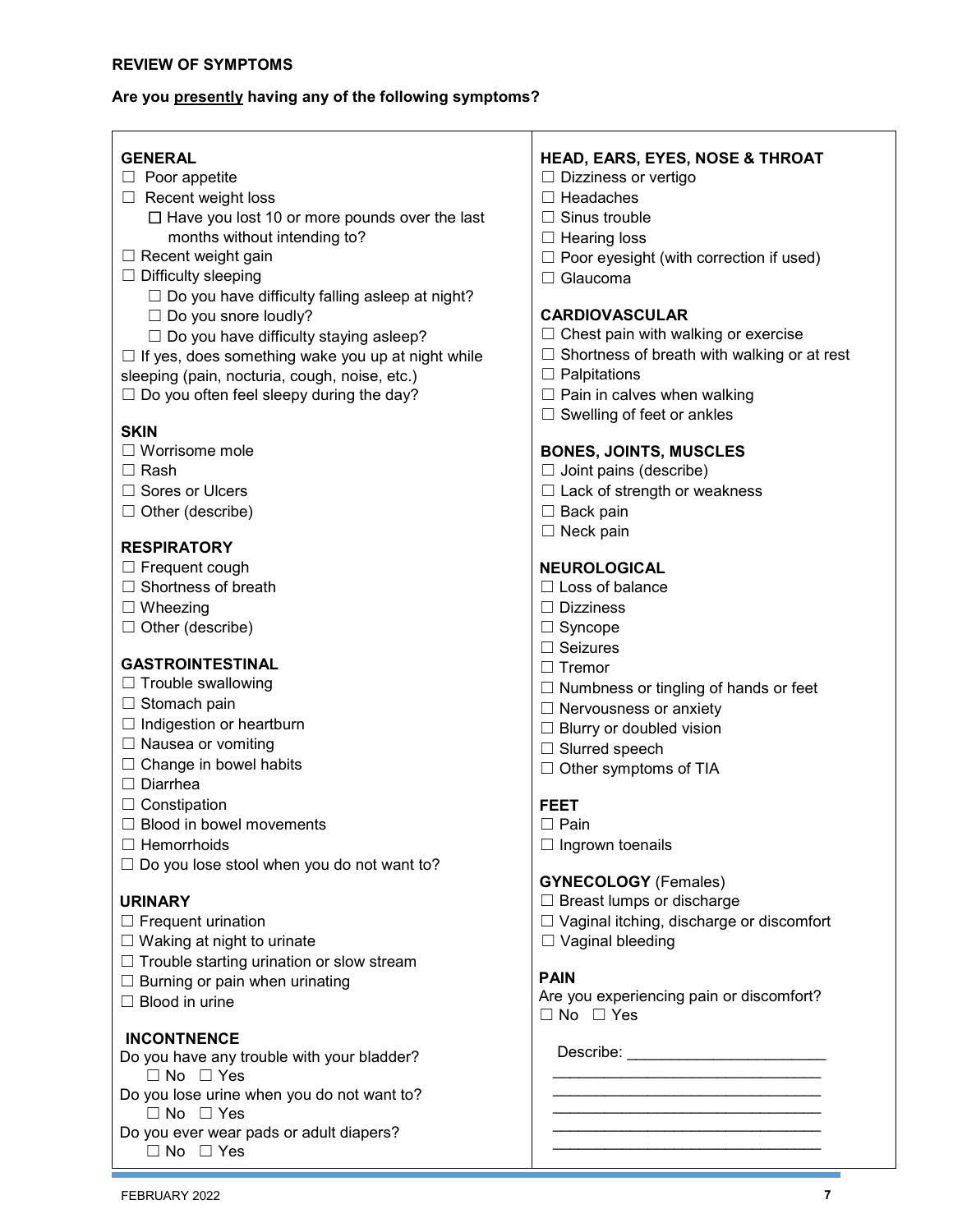## REVIEW OF SYMPTOMS

**Are you presently having any of the following symptoms?**

### GENERAL
- ☐ Poor appetite
- ☐ Recent weight loss
  - ☐ Have you lost 10 or more pounds over the last months without intending to?
- ☐ Recent weight gain
- ☐ Difficulty sleeping
  - ☐ Do you have difficulty falling asleep at night?
  - ☐ Do you snore loudly?
  - ☐ Do you have difficulty staying asleep?
- ☐ If yes, does something wake you up at night while sleeping (pain, nocturia, cough, noise, etc.)
- ☐ Do you often feel sleepy during the day?

### SKIN
- ☐ Worrisome mole
- ☐ Rash
- ☐ Sores or Ulcers
- ☐ Other (describe)

### RESPIRATORY
- ☐ Frequent cough
- ☐ Shortness of breath
- ☐ Wheezing
- ☐ Other (describe)

### GASTROINTESTINAL
- ☐ Trouble swallowing
- ☐ Stomach pain
- ☐ Indigestion or heartburn
- ☐ Nausea or vomiting
- ☐ Change in bowel habits
- ☐ Diarrhea
- ☐ Constipation
- ☐ Blood in bowel movements
- ☐ Hemorrhoids
- ☐ Do you lose stool when you do not want to?

### URINARY
- ☐ Frequent urination
- ☐ Waking at night to urinate
- ☐ Trouble starting urination or slow stream
- ☐ Burning or pain when urinating
- ☐ Blood in urine

### INCONTNENCE
Do you have any trouble with your bladder?
☐ No ☐ Yes

Do you lose urine when you do not want to?
☐ No ☐ Yes

Do you ever wear pads or adult diapers?
☐ No ☐ Yes

### HEAD, EARS, EYES, NOSE & THROAT
- ☐ Dizziness or vertigo
- ☐ Headaches
- ☐ Sinus trouble
- ☐ Hearing loss
- ☐ Poor eyesight (with correction if used)
- ☐ Glaucoma

### CARDIOVASCULAR
- ☐ Chest pain with walking or exercise
- ☐ Shortness of breath with walking or at rest
- ☐ Palpitations
- ☐ Pain in calves when walking
- ☐ Swelling of feet or ankles

### BONES, JOINTS, MUSCLES
- ☐ Joint pains (describe)
- ☐ Lack of strength or weakness
- ☐ Back pain
- ☐ Neck pain

### NEUROLOGICAL
- ☐ Loss of balance
- ☐ Dizziness
- ☐ Syncope
- ☐ Seizures
- ☐ Tremor
- ☐ Numbness or tingling of hands or feet
- ☐ Nervousness or anxiety
- ☐ Blurry or doubled vision
- ☐ Slurred speech
- ☐ Other symptoms of TIA

### FEET
- ☐ Pain
- ☐ Ingrown toenails

### GYNECOLOGY (Females)
- ☐ Breast lumps or discharge
- ☐ Vaginal itching, discharge or discomfort
- ☐ Vaginal bleeding

### PAIN
Are you experiencing pain or discomfort?
☐ No ☐ Yes

Describe: ______________________

______________________________

______________________________

______________________________

______________________________

______________________________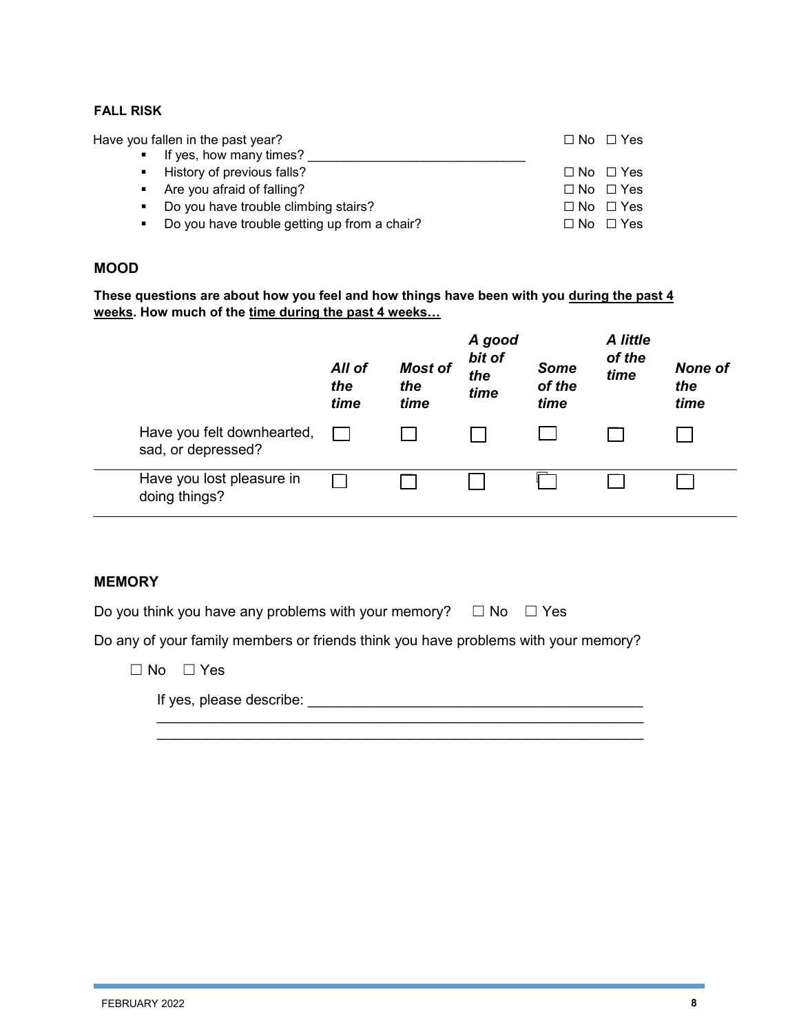### FALL RISK

Have you fallen in the past year? ☐ No ☐ Yes

- If yes, how many times? ______________________________
- History of previous falls? ☐ No ☐ Yes
- Are you afraid of falling? ☐ No ☐ Yes
- Do you have trouble climbing stairs? ☐ No ☐ Yes
- Do you have trouble getting up from a chair? ☐ No ☐ Yes

## MOOD

**These questions are about how you feel and how things have been with you <u>during the past 4 weeks</u>. How much of the <u>time during the past 4 weeks…</u>**

| | ***All of the time*** | ***Most of the time*** | ***A good bit of the time*** | ***Some of the time*** | ***A little of the time*** | ***None of the time*** |
|---|---|---|---|---|---|---|
| Have you felt downhearted, sad, or depressed? | ☐ | ☐ | ☐ | ☐ | ☐ | ☐ |
| Have you lost pleasure in doing things? | ☐ | ☐ | ☐ | ☐ | ☐ | ☐ |

## MEMORY

Do you think you have any problems with your memory? ☐ No ☐ Yes

Do any of your family members or friends think you have problems with your memory?

☐ No ☐ Yes

If yes, please describe: __________________________________________
____________________________________________________________
____________________________________________________________